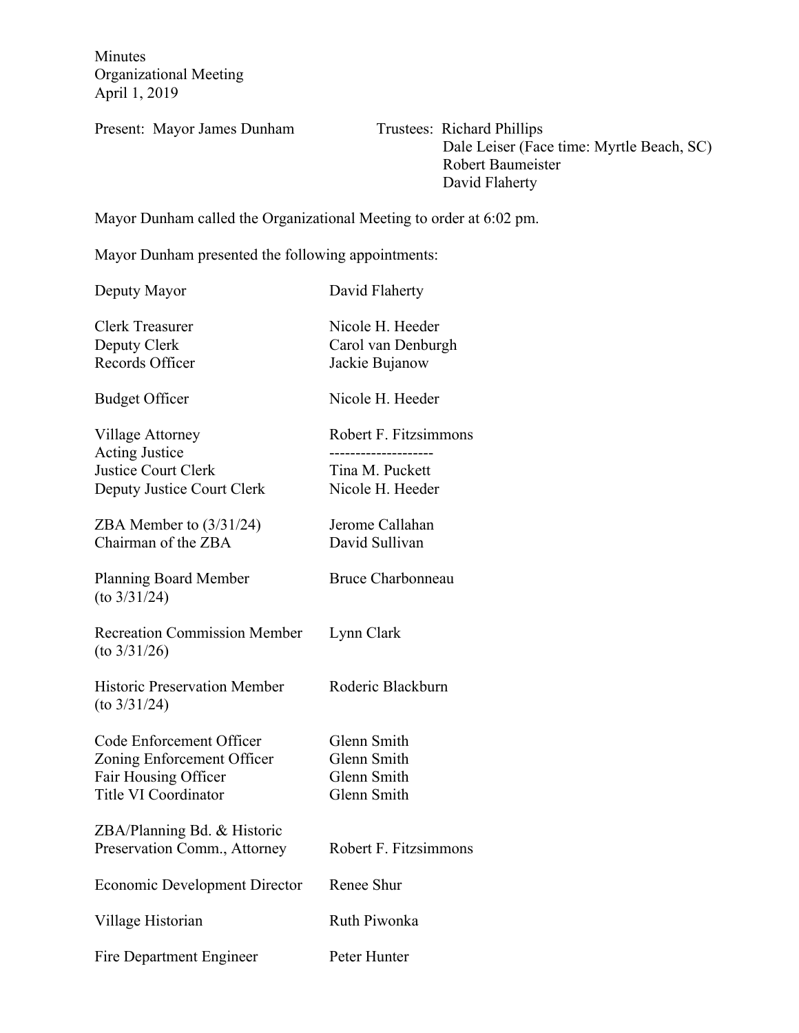Minutes
Organizational Meeting
April 1, 2019

Present: Mayor James Dunham

Trustees: Richard Phillips
Dale Leiser (Face time: Myrtle Beach, SC)
Robert Baumeister
David Flaherty

Mayor Dunham called the Organizational Meeting to order at 6:02 pm.

Mayor Dunham presented the following appointments:

| | |
|---|---|
| Deputy Mayor | David Flaherty |
| Clerk Treasurer | Nicole H. Heeder |
| Deputy Clerk | Carol van Denburgh |
| Records Officer | Jackie Bujanow |
| Budget Officer | Nicole H. Heeder |
| Village Attorney | Robert F. Fitzsimmons |
| Acting Justice | -------------------- |
| Justice Court Clerk | Tina M. Puckett |
| Deputy Justice Court Clerk | Nicole H. Heeder |
| ZBA Member to (3/31/24) | Jerome Callahan |
| Chairman of the ZBA | David Sullivan |
| Planning Board Member (to 3/31/24) | Bruce Charbonneau |
| Recreation Commission Member (to 3/31/26) | Lynn Clark |
| Historic Preservation Member (to 3/31/24) | Roderic Blackburn |
| Code Enforcement Officer | Glenn Smith |
| Zoning Enforcement Officer | Glenn Smith |
| Fair Housing Officer | Glenn Smith |
| Title VI Coordinator | Glenn Smith |
| ZBA/Planning Bd. & Historic Preservation Comm., Attorney | Robert F. Fitzsimmons |
| Economic Development Director | Renee Shur |
| Village Historian | Ruth Piwonka |
| Fire Department Engineer | Peter Hunter |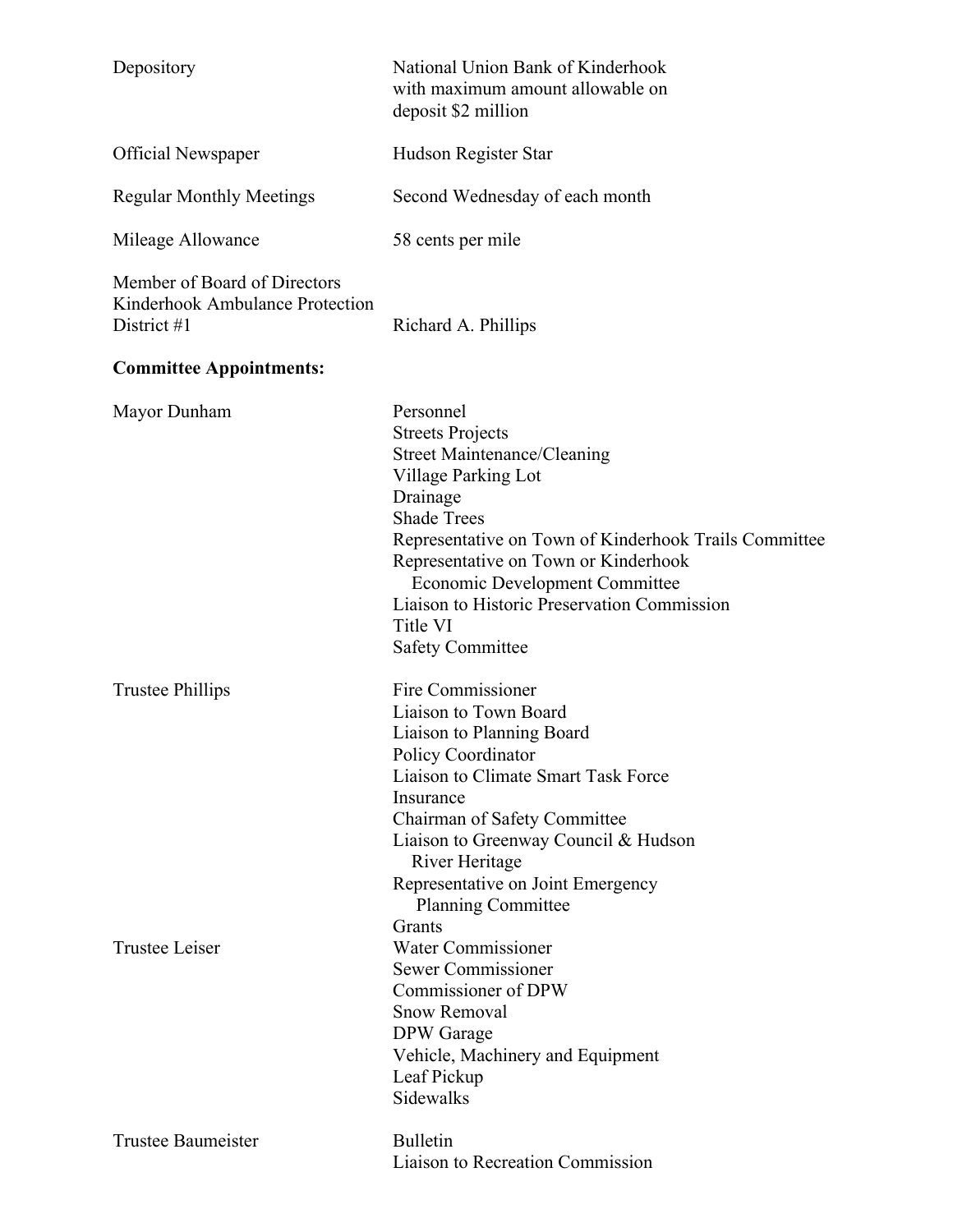| | |
|---|---|
| Depository | National Union Bank of Kinderhook with maximum amount allowable on deposit $2 million |
| Official Newspaper | Hudson Register Star |
| Regular Monthly Meetings | Second Wednesday of each month |
| Mileage Allowance | 58 cents per mile |
| Member of Board of Directors Kinderhook Ambulance Protection District #1 | Richard A. Phillips |

**Committee Appointments:**

| | |
|---|---|
| Mayor Dunham | Personnel<br>Streets Projects<br>Street Maintenance/Cleaning<br>Village Parking Lot<br>Drainage<br>Shade Trees<br>Representative on Town of Kinderhook Trails Committee<br>Representative on Town or Kinderhook Economic Development Committee<br>Liaison to Historic Preservation Commission<br>Title VI<br>Safety Committee |
| Trustee Phillips | Fire Commissioner<br>Liaison to Town Board<br>Liaison to Planning Board<br>Policy Coordinator<br>Liaison to Climate Smart Task Force<br>Insurance<br>Chairman of Safety Committee<br>Liaison to Greenway Council & Hudson River Heritage<br>Representative on Joint Emergency Planning Committee<br>Grants |
| Trustee Leiser | Water Commissioner<br>Sewer Commissioner<br>Commissioner of DPW<br>Snow Removal<br>DPW Garage<br>Vehicle, Machinery and Equipment<br>Leaf Pickup<br>Sidewalks |
| Trustee Baumeister | Bulletin<br>Liaison to Recreation Commission |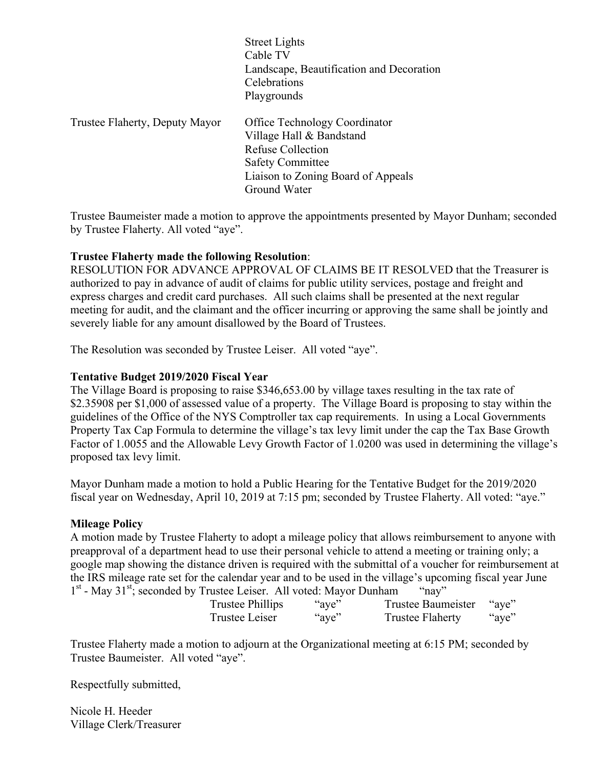| | |
|---|---|
| | Street Lights<br>Cable TV<br>Landscape, Beautification and Decoration<br>Celebrations<br>Playgrounds |
| Trustee Flaherty, Deputy Mayor | Office Technology Coordinator<br>Village Hall & Bandstand<br>Refuse Collection<br>Safety Committee<br>Liaison to Zoning Board of Appeals<br>Ground Water |

Trustee Baumeister made a motion to approve the appointments presented by Mayor Dunham; seconded by Trustee Flaherty. All voted "aye".

**Trustee Flaherty made the following Resolution**:
RESOLUTION FOR ADVANCE APPROVAL OF CLAIMS BE IT RESOLVED that the Treasurer is authorized to pay in advance of audit of claims for public utility services, postage and freight and express charges and credit card purchases. All such claims shall be presented at the next regular meeting for audit, and the claimant and the officer incurring or approving the same shall be jointly and severely liable for any amount disallowed by the Board of Trustees.

The Resolution was seconded by Trustee Leiser. All voted "aye".

**Tentative Budget 2019/2020 Fiscal Year**
The Village Board is proposing to raise $346,653.00 by village taxes resulting in the tax rate of $2.35908 per $1,000 of assessed value of a property. The Village Board is proposing to stay within the guidelines of the Office of the NYS Comptroller tax cap requirements. In using a Local Governments Property Tax Cap Formula to determine the village's tax levy limit under the cap the Tax Base Growth Factor of 1.0055 and the Allowable Levy Growth Factor of 1.0200 was used in determining the village's proposed tax levy limit.

Mayor Dunham made a motion to hold a Public Hearing for the Tentative Budget for the 2019/2020 fiscal year on Wednesday, April 10, 2019 at 7:15 pm; seconded by Trustee Flaherty. All voted: "aye."

**Mileage Policy**
A motion made by Trustee Flaherty to adopt a mileage policy that allows reimbursement to anyone with preapproval of a department head to use their personal vehicle to attend a meeting or training only; a google map showing the distance driven is required with the submittal of a voucher for reimbursement at the IRS mileage rate set for the calendar year and to be used in the village's upcoming fiscal year June 1st - May 31st; seconded by Trustee Leiser. All voted: Mayor Dunham "nay"

| | | | |
|---|---|---|---|
| Trustee Phillips | "aye" | Trustee Baumeister | "aye" |
| Trustee Leiser | "aye" | Trustee Flaherty | "aye" |

Trustee Flaherty made a motion to adjourn at the Organizational meeting at 6:15 PM; seconded by Trustee Baumeister. All voted "aye".

Respectfully submitted,

Nicole H. Heeder
Village Clerk/Treasurer